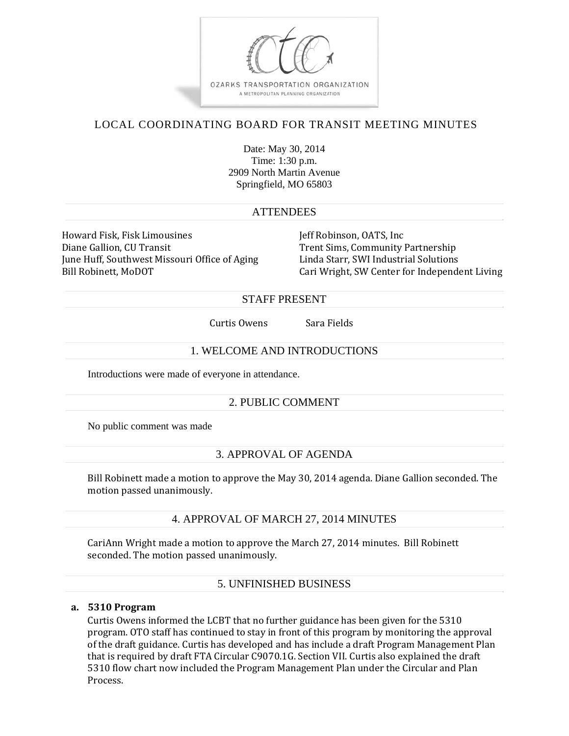OZARKS TRANSPORTATION ORGANIZATION
A METROPOLITAN PLANNING ORGANIZATION

# LOCAL COORDINATING BOARD FOR TRANSIT MEETING MINUTES

Date: May 30, 2014
Time: 1:30 p.m.
2909 North Martin Avenue
Springfield, MO 65803

## ATTENDEES

Howard Fisk, Fisk Limousines
Diane Gallion, CU Transit
June Huff, Southwest Missouri Office of Aging
Bill Robinett, MoDOT
Jeff Robinson, OATS, Inc
Trent Sims, Community Partnership
Linda Starr, SWI Industrial Solutions
Cari Wright, SW Center for Independent Living

## STAFF PRESENT

Curtis Owens
Sara Fields

## 1. WELCOME AND INTRODUCTIONS

Introductions were made of everyone in attendance.

## 2. PUBLIC COMMENT

No public comment was made

## 3. APPROVAL OF AGENDA

Bill Robinett made a motion to approve the May 30, 2014 agenda. Diane Gallion seconded. The motion passed unanimously.

## 4. APPROVAL OF MARCH 27, 2014 MINUTES

CariAnn Wright made a motion to approve the March 27, 2014 minutes. Bill Robinett seconded. The motion passed unanimously.

## 5. UNFINISHED BUSINESS

**a. 5310 Program**

Curtis Owens informed the LCBT that no further guidance has been given for the 5310 program. OTO staff has continued to stay in front of this program by monitoring the approval of the draft guidance. Curtis has developed and has include a draft Program Management Plan that is required by draft FTA Circular C9070.1G. Section VII. Curtis also explained the draft 5310 flow chart now included the Program Management Plan under the Circular and Plan Process.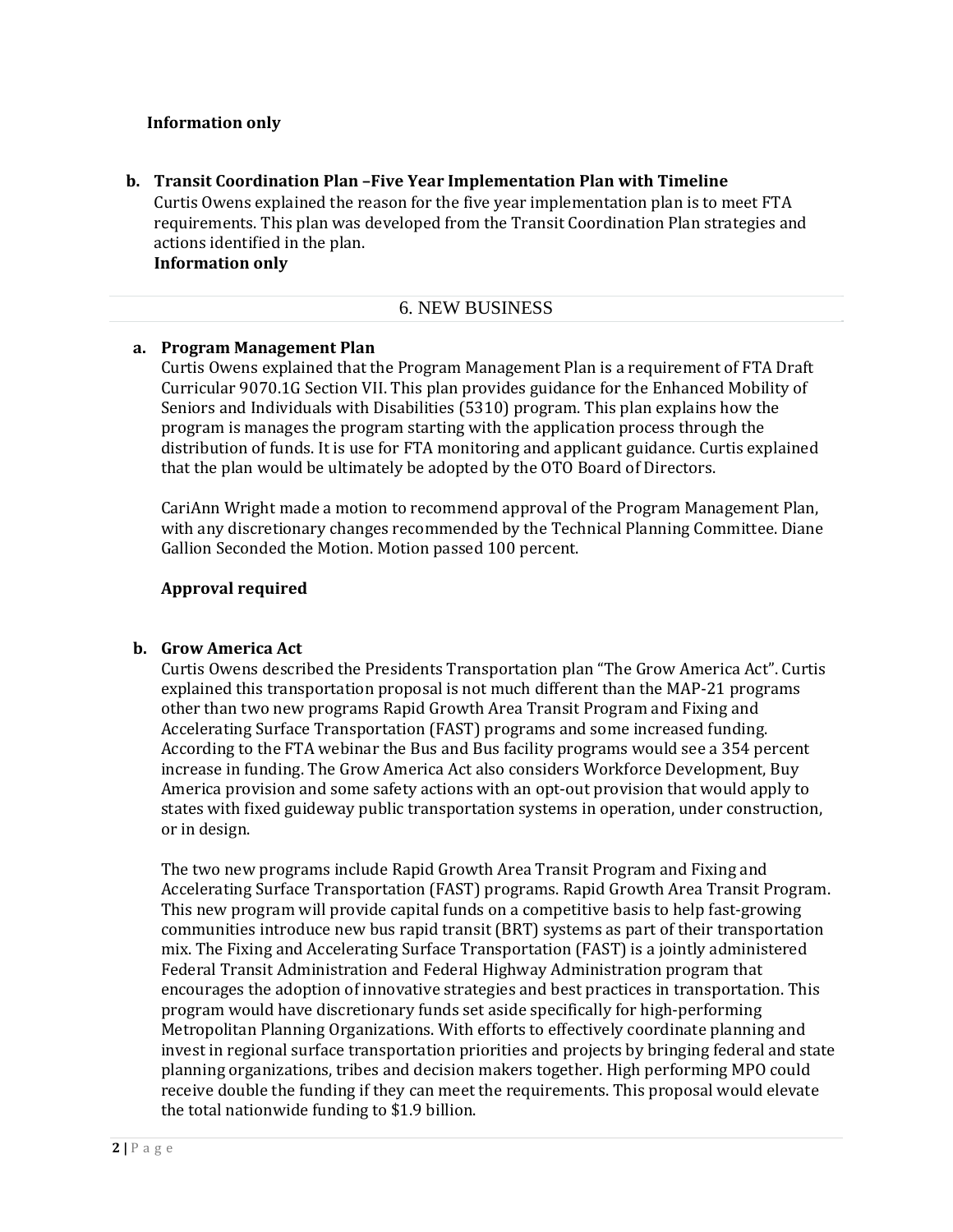**Information only**

**b. Transit Coordination Plan –Five Year Implementation Plan with Timeline**

Curtis Owens explained the reason for the five year implementation plan is to meet FTA requirements. This plan was developed from the Transit Coordination Plan strategies and actions identified in the plan.

**Information only**

## 6. NEW BUSINESS

**a. Program Management Plan**

Curtis Owens explained that the Program Management Plan is a requirement of FTA Draft Curricular 9070.1G Section VII. This plan provides guidance for the Enhanced Mobility of Seniors and Individuals with Disabilities (5310) program. This plan explains how the program is manages the program starting with the application process through the distribution of funds. It is use for FTA monitoring and applicant guidance. Curtis explained that the plan would be ultimately be adopted by the OTO Board of Directors.

CariAnn Wright made a motion to recommend approval of the Program Management Plan, with any discretionary changes recommended by the Technical Planning Committee. Diane Gallion Seconded the Motion. Motion passed 100 percent.

**Approval required**

**b. Grow America Act**

Curtis Owens described the Presidents Transportation plan "The Grow America Act". Curtis explained this transportation proposal is not much different than the MAP-21 programs other than two new programs Rapid Growth Area Transit Program and Fixing and Accelerating Surface Transportation (FAST) programs and some increased funding. According to the FTA webinar the Bus and Bus facility programs would see a 354 percent increase in funding. The Grow America Act also considers Workforce Development, Buy America provision and some safety actions with an opt-out provision that would apply to states with fixed guideway public transportation systems in operation, under construction, or in design.

The two new programs include Rapid Growth Area Transit Program and Fixing and Accelerating Surface Transportation (FAST) programs. Rapid Growth Area Transit Program. This new program will provide capital funds on a competitive basis to help fast-growing communities introduce new bus rapid transit (BRT) systems as part of their transportation mix. The Fixing and Accelerating Surface Transportation (FAST) is a jointly administered Federal Transit Administration and Federal Highway Administration program that encourages the adoption of innovative strategies and best practices in transportation. This program would have discretionary funds set aside specifically for high-performing Metropolitan Planning Organizations. With efforts to effectively coordinate planning and invest in regional surface transportation priorities and projects by bringing federal and state planning organizations, tribes and decision makers together. High performing MPO could receive double the funding if they can meet the requirements. This proposal would elevate the total nationwide funding to $1.9 billion.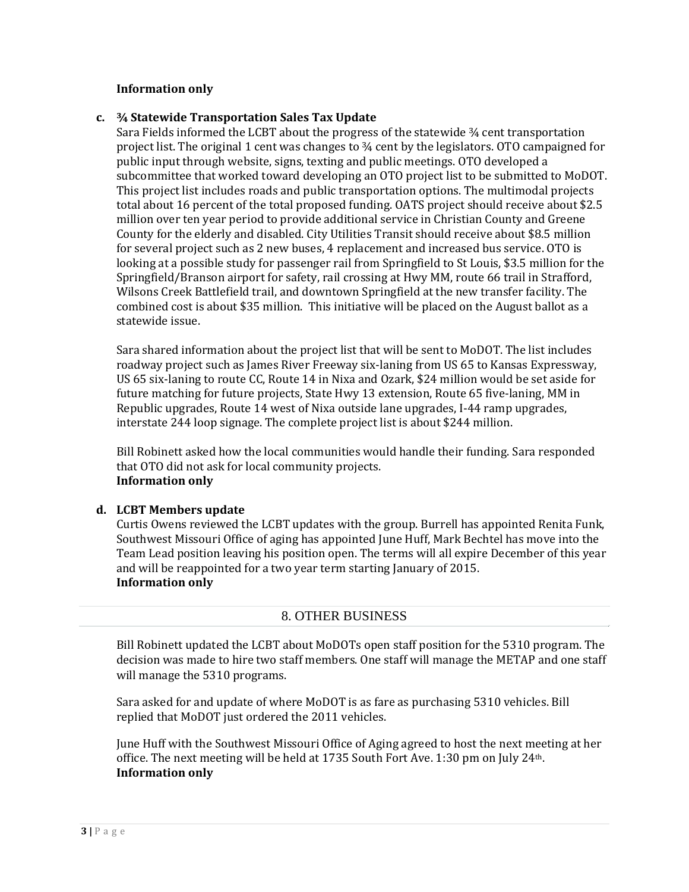**Information only**

**c. ¾ Statewide Transportation Sales Tax Update**

Sara Fields informed the LCBT about the progress of the statewide ¾ cent transportation project list. The original 1 cent was changes to ¾ cent by the legislators. OTO campaigned for public input through website, signs, texting and public meetings. OTO developed a subcommittee that worked toward developing an OTO project list to be submitted to MoDOT. This project list includes roads and public transportation options. The multimodal projects total about 16 percent of the total proposed funding. OATS project should receive about $2.5 million over ten year period to provide additional service in Christian County and Greene County for the elderly and disabled. City Utilities Transit should receive about $8.5 million for several project such as 2 new buses, 4 replacement and increased bus service. OTO is looking at a possible study for passenger rail from Springfield to St Louis, $3.5 million for the Springfield/Branson airport for safety, rail crossing at Hwy MM, route 66 trail in Strafford, Wilsons Creek Battlefield trail, and downtown Springfield at the new transfer facility. The combined cost is about $35 million. This initiative will be placed on the August ballot as a statewide issue.

Sara shared information about the project list that will be sent to MoDOT. The list includes roadway project such as James River Freeway six-laning from US 65 to Kansas Expressway, US 65 six-laning to route CC, Route 14 in Nixa and Ozark, $24 million would be set aside for future matching for future projects, State Hwy 13 extension, Route 65 five-laning, MM in Republic upgrades, Route 14 west of Nixa outside lane upgrades, I-44 ramp upgrades, interstate 244 loop signage. The complete project list is about $244 million.

Bill Robinett asked how the local communities would handle their funding. Sara responded that OTO did not ask for local community projects.
**Information only**

**d. LCBT Members update**

Curtis Owens reviewed the LCBT updates with the group. Burrell has appointed Renita Funk, Southwest Missouri Office of aging has appointed June Huff, Mark Bechtel has move into the Team Lead position leaving his position open. The terms will all expire December of this year and will be reappointed for a two year term starting January of 2015.
**Information only**

## 8. OTHER BUSINESS

Bill Robinett updated the LCBT about MoDOTs open staff position for the 5310 program. The decision was made to hire two staff members. One staff will manage the METAP and one staff will manage the 5310 programs.

Sara asked for and update of where MoDOT is as fare as purchasing 5310 vehicles. Bill replied that MoDOT just ordered the 2011 vehicles.

June Huff with the Southwest Missouri Office of Aging agreed to host the next meeting at her office. The next meeting will be held at 1735 South Fort Ave. 1:30 pm on July 24th.
**Information only**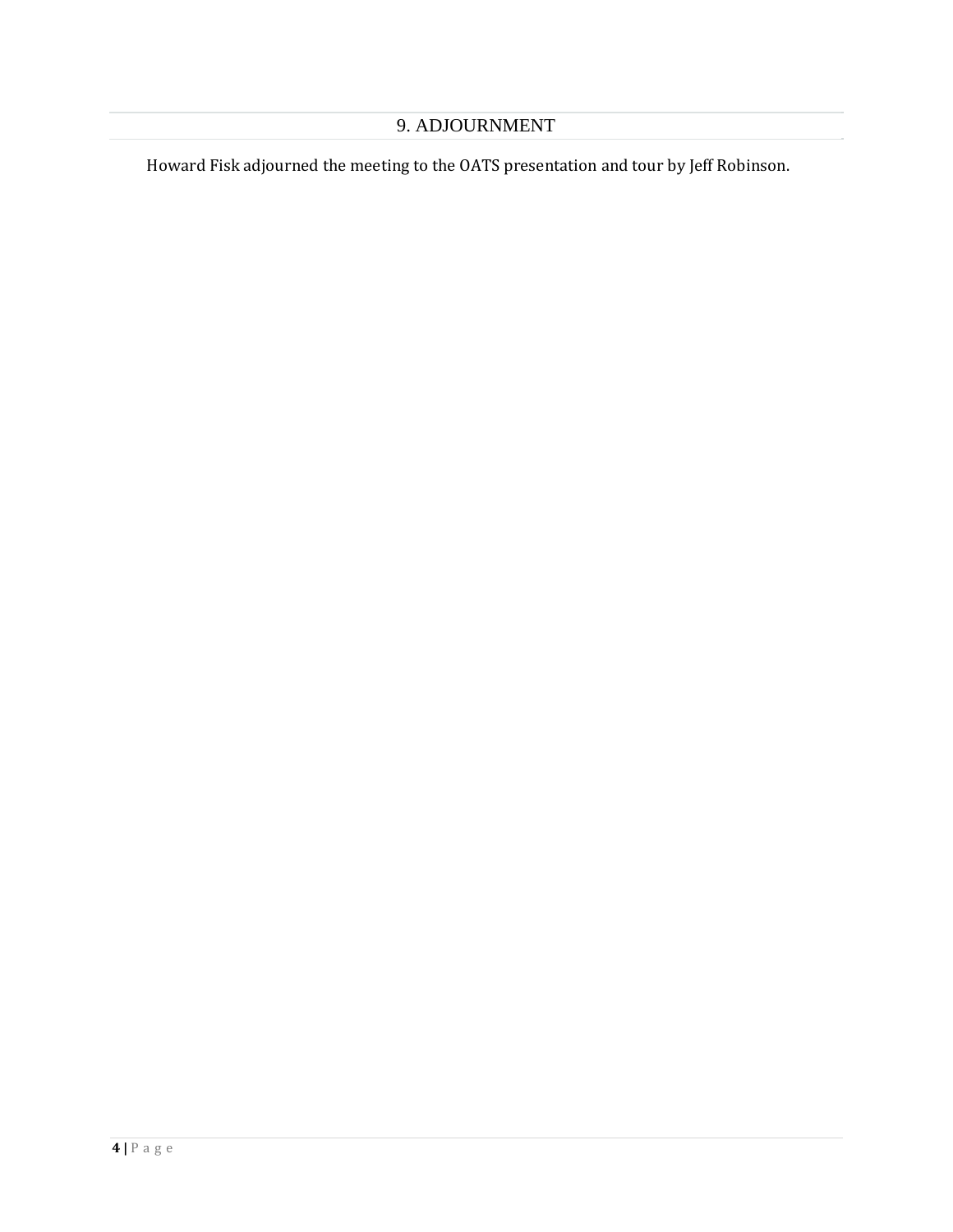## 9. ADJOURNMENT

Howard Fisk adjourned the meeting to the OATS presentation and tour by Jeff Robinson.